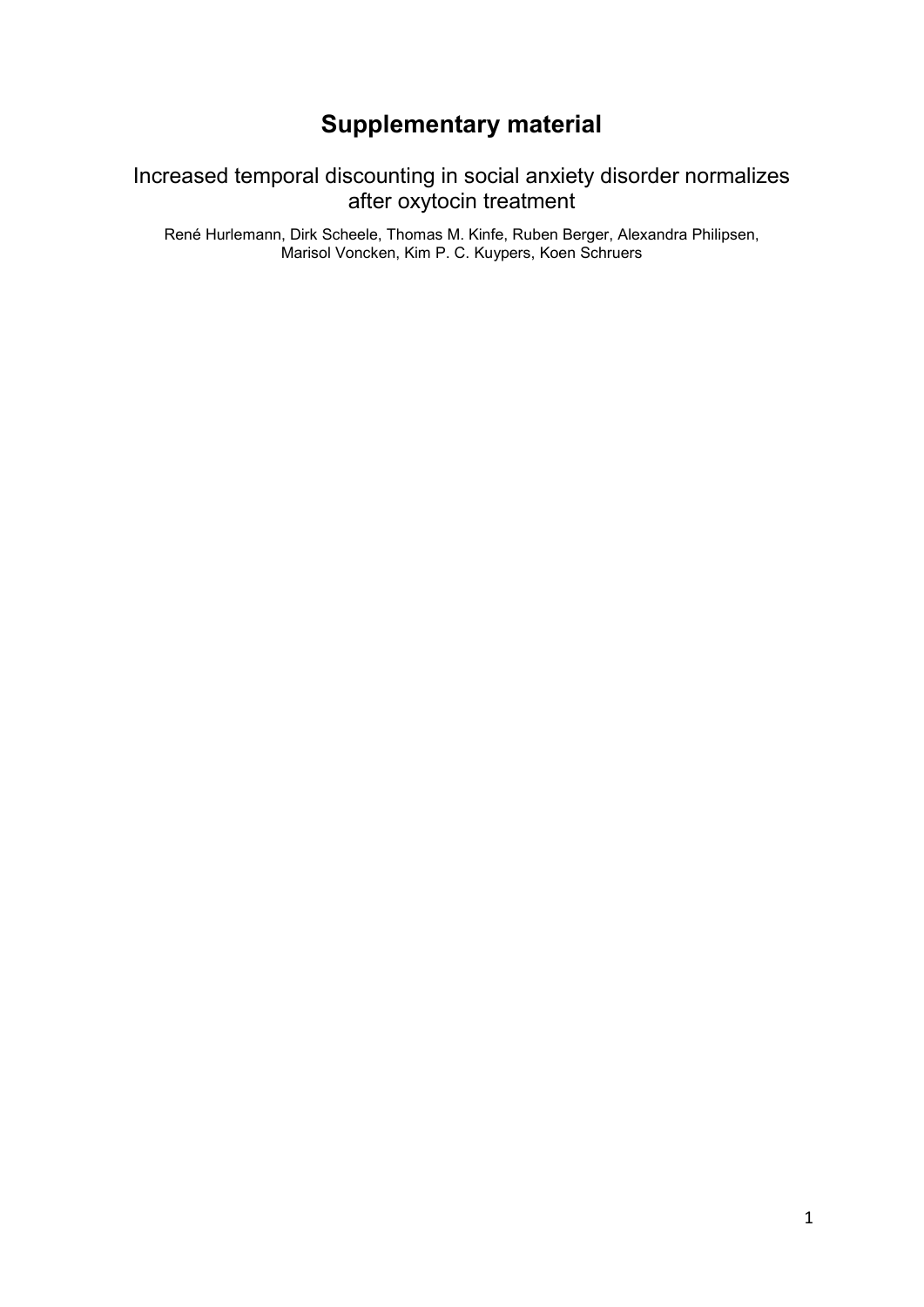# Supplementary material

## Increased temporal discounting in social anxiety disorder normalizes after oxytocin treatment

René Hurlemann, Dirk Scheele, Thomas M. Kinfe, Ruben Berger, Alexandra Philipsen, Marisol Voncken, Kim P. C. Kuypers, Koen Schruers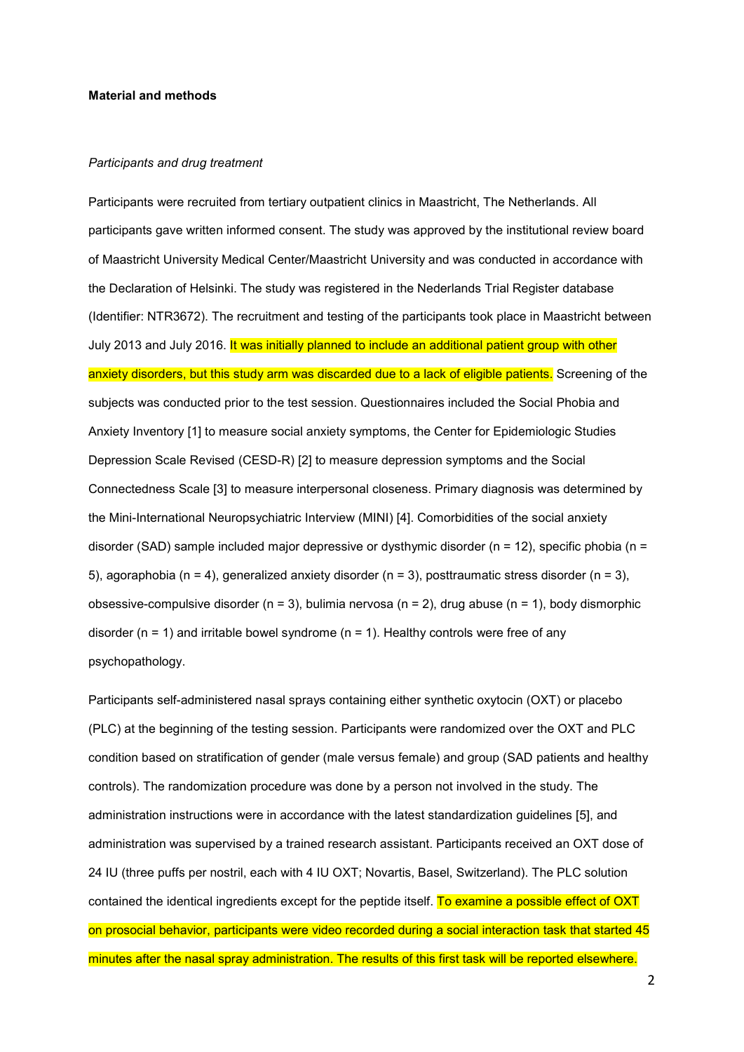**Material and methods**

*Participants and drug treatment*

Participants were recruited from tertiary outpatient clinics in Maastricht, The Netherlands. All participants gave written informed consent. The study was approved by the institutional review board of Maastricht University Medical Center/Maastricht University and was conducted in accordance with the Declaration of Helsinki. The study was registered in the Nederlands Trial Register database (Identifier: NTR3672). The recruitment and testing of the participants took place in Maastricht between July 2013 and July 2016. It was initially planned to include an additional patient group with other anxiety disorders, but this study arm was discarded due to a lack of eligible patients. Screening of the subjects was conducted prior to the test session. Questionnaires included the Social Phobia and Anxiety Inventory [1] to measure social anxiety symptoms, the Center for Epidemiologic Studies Depression Scale Revised (CESD-R) [2] to measure depression symptoms and the Social Connectedness Scale [3] to measure interpersonal closeness. Primary diagnosis was determined by the Mini-International Neuropsychiatric Interview (MINI) [4]. Comorbidities of the social anxiety disorder (SAD) sample included major depressive or dysthymic disorder (n = 12), specific phobia (n = 5), agoraphobia (n = 4), generalized anxiety disorder (n = 3), posttraumatic stress disorder (n = 3), obsessive-compulsive disorder (n = 3), bulimia nervosa (n = 2), drug abuse (n = 1), body dismorphic disorder (n = 1) and irritable bowel syndrome (n = 1). Healthy controls were free of any psychopathology.

Participants self-administered nasal sprays containing either synthetic oxytocin (OXT) or placebo (PLC) at the beginning of the testing session. Participants were randomized over the OXT and PLC condition based on stratification of gender (male versus female) and group (SAD patients and healthy controls). The randomization procedure was done by a person not involved in the study. The administration instructions were in accordance with the latest standardization guidelines [5], and administration was supervised by a trained research assistant. Participants received an OXT dose of 24 IU (three puffs per nostril, each with 4 IU OXT; Novartis, Basel, Switzerland). The PLC solution contained the identical ingredients except for the peptide itself. To examine a possible effect of OXT on prosocial behavior, participants were video recorded during a social interaction task that started 45 minutes after the nasal spray administration. The results of this first task will be reported elsewhere.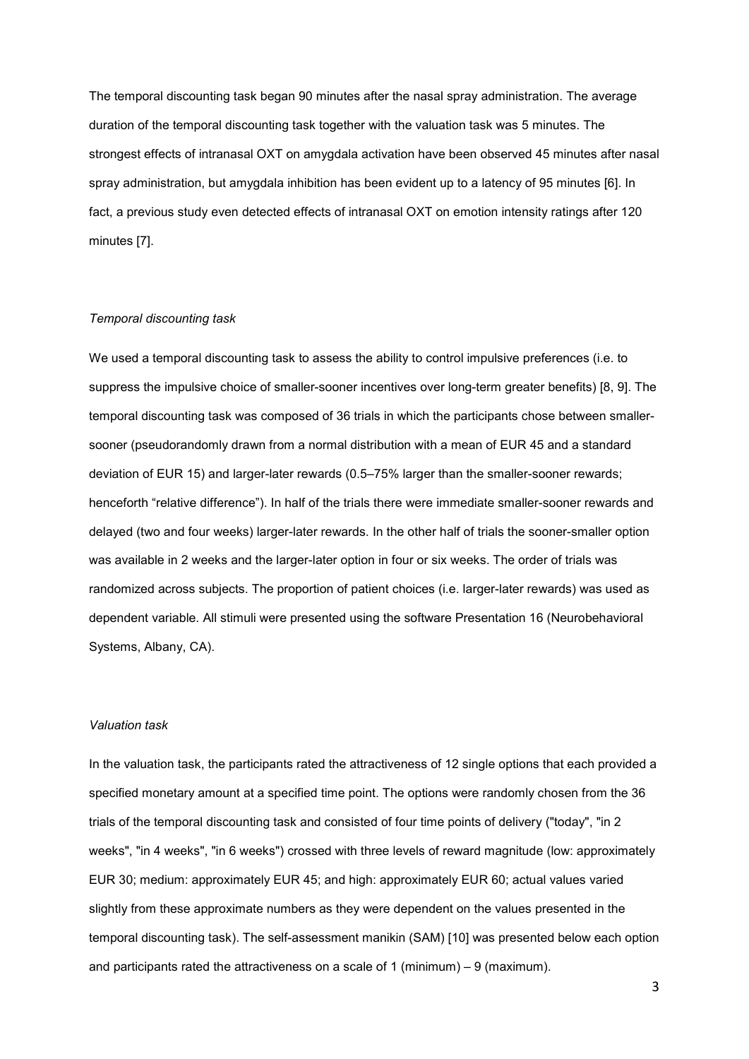The temporal discounting task began 90 minutes after the nasal spray administration. The average duration of the temporal discounting task together with the valuation task was 5 minutes. The strongest effects of intranasal OXT on amygdala activation have been observed 45 minutes after nasal spray administration, but amygdala inhibition has been evident up to a latency of 95 minutes [6]. In fact, a previous study even detected effects of intranasal OXT on emotion intensity ratings after 120 minutes [7].

*Temporal discounting task*

We used a temporal discounting task to assess the ability to control impulsive preferences (i.e. to suppress the impulsive choice of smaller-sooner incentives over long-term greater benefits) [8, 9]. The temporal discounting task was composed of 36 trials in which the participants chose between smaller-sooner (pseudorandomly drawn from a normal distribution with a mean of EUR 45 and a standard deviation of EUR 15) and larger-later rewards (0.5–75% larger than the smaller-sooner rewards; henceforth "relative difference"). In half of the trials there were immediate smaller-sooner rewards and delayed (two and four weeks) larger-later rewards. In the other half of trials the sooner-smaller option was available in 2 weeks and the larger-later option in four or six weeks. The order of trials was randomized across subjects. The proportion of patient choices (i.e. larger-later rewards) was used as dependent variable. All stimuli were presented using the software Presentation 16 (Neurobehavioral Systems, Albany, CA).

*Valuation task*

In the valuation task, the participants rated the attractiveness of 12 single options that each provided a specified monetary amount at a specified time point. The options were randomly chosen from the 36 trials of the temporal discounting task and consisted of four time points of delivery ("today", "in 2 weeks", "in 4 weeks", "in 6 weeks") crossed with three levels of reward magnitude (low: approximately EUR 30; medium: approximately EUR 45; and high: approximately EUR 60; actual values varied slightly from these approximate numbers as they were dependent on the values presented in the temporal discounting task). The self-assessment manikin (SAM) [10] was presented below each option and participants rated the attractiveness on a scale of 1 (minimum) – 9 (maximum).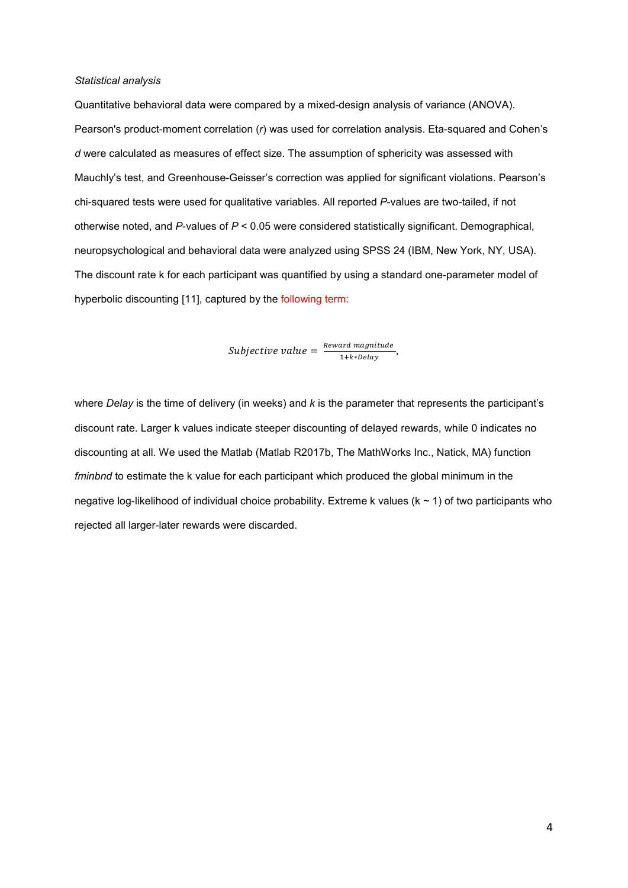*Statistical analysis*

Quantitative behavioral data were compared by a mixed-design analysis of variance (ANOVA). Pearson's product-moment correlation (*r*) was used for correlation analysis. Eta-squared and Cohen's *d* were calculated as measures of effect size. The assumption of sphericity was assessed with Mauchly's test, and Greenhouse-Geisser's correction was applied for significant violations. Pearson's chi-squared tests were used for qualitative variables. All reported *P*-values are two-tailed, if not otherwise noted, and *P*-values of $P < 0.05$ were considered statistically significant. Demographical, neuropsychological and behavioral data were analyzed using SPSS 24 (IBM, New York, NY, USA). The discount rate k for each participant was quantified by using a standard one-parameter model of hyperbolic discounting [11], captured by the following term:

$$Subjective\ value = \frac{Reward\ magnitude}{1 + k * Delay},$$

where *Delay* is the time of delivery (in weeks) and *k* is the parameter that represents the participant's discount rate. Larger k values indicate steeper discounting of delayed rewards, while 0 indicates no discounting at all. We used the Matlab (Matlab R2017b, The MathWorks Inc., Natick, MA) function *fminbnd* to estimate the k value for each participant which produced the global minimum in the negative log-likelihood of individual choice probability. Extreme k values ($k \sim 1$) of two participants who rejected all larger-later rewards were discarded.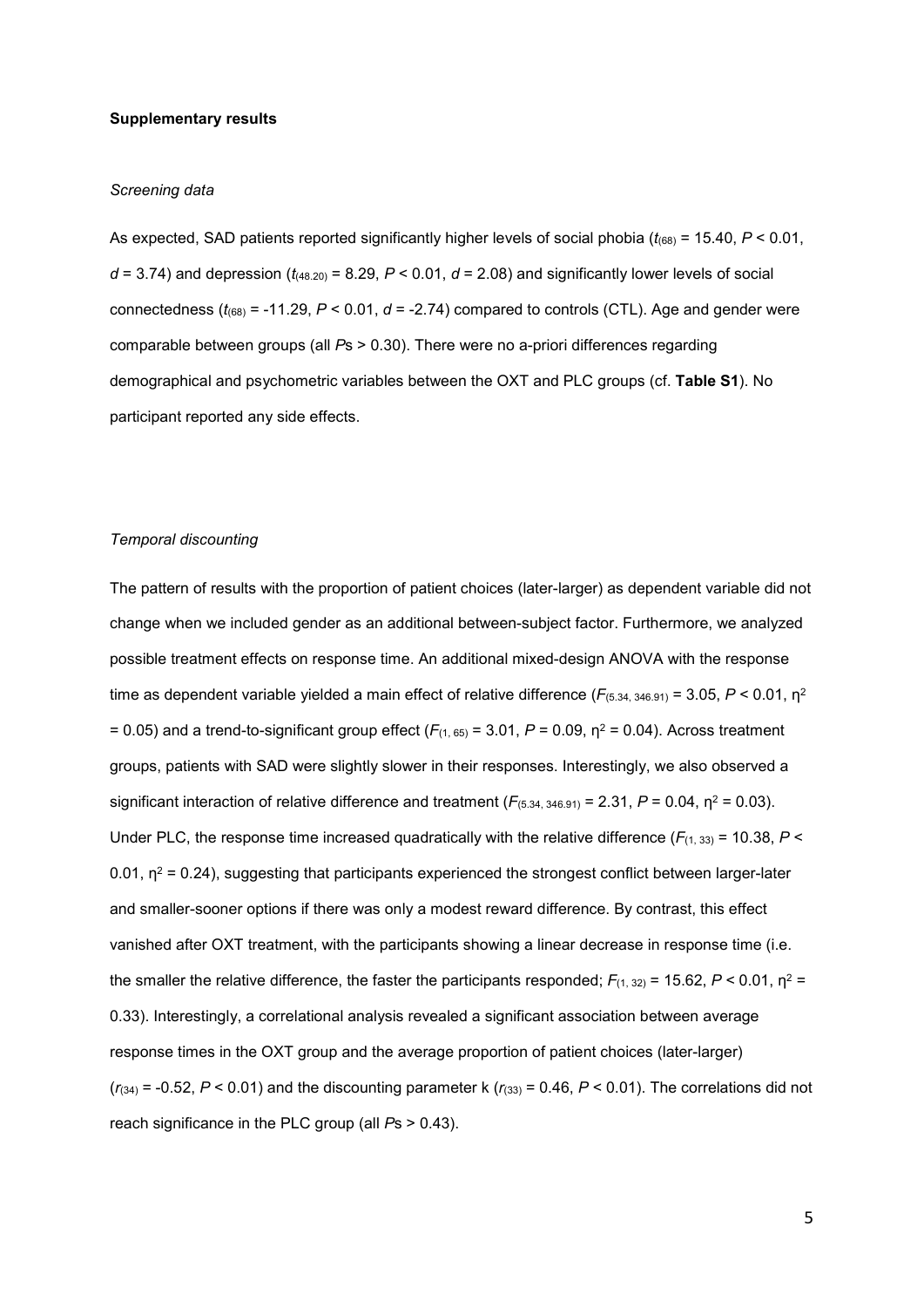**Supplementary results**

*Screening data*

As expected, SAD patients reported significantly higher levels of social phobia ($t_{(68)}$ = 15.40, $P$ < 0.01, $d$ = 3.74) and depression ($t_{(48.20)}$ = 8.29, $P$ < 0.01, $d$ = 2.08) and significantly lower levels of social connectedness ($t_{(68)}$ = -11.29, $P$ < 0.01, $d$ = -2.74) compared to controls (CTL). Age and gender were comparable between groups (all $P$s > 0.30). There were no a-priori differences regarding demographical and psychometric variables between the OXT and PLC groups (cf. **Table S1**). No participant reported any side effects.

*Temporal discounting*

The pattern of results with the proportion of patient choices (later-larger) as dependent variable did not change when we included gender as an additional between-subject factor. Furthermore, we analyzed possible treatment effects on response time. An additional mixed-design ANOVA with the response time as dependent variable yielded a main effect of relative difference ($F_{(5.34, 346.91)}$ = 3.05, $P$ < 0.01, $\eta^2$ = 0.05) and a trend-to-significant group effect ($F_{(1, 65)}$ = 3.01, $P$ = 0.09, $\eta^2$ = 0.04). Across treatment groups, patients with SAD were slightly slower in their responses. Interestingly, we also observed a significant interaction of relative difference and treatment ($F_{(5.34, 346.91)}$ = 2.31, $P$ = 0.04, $\eta^2$ = 0.03). Under PLC, the response time increased quadratically with the relative difference ($F_{(1, 33)}$ = 10.38, $P$ < 0.01, $\eta^2$ = 0.24), suggesting that participants experienced the strongest conflict between larger-later and smaller-sooner options if there was only a modest reward difference. By contrast, this effect vanished after OXT treatment, with the participants showing a linear decrease in response time (i.e. the smaller the relative difference, the faster the participants responded; $F_{(1, 32)}$ = 15.62, $P$ < 0.01, $\eta^2$ = 0.33). Interestingly, a correlational analysis revealed a significant association between average response times in the OXT group and the average proportion of patient choices (later-larger) ($r_{(34)}$ = -0.52, $P$ < 0.01) and the discounting parameter k ($r_{(33)}$ = 0.46, $P$ < 0.01). The correlations did not reach significance in the PLC group (all $P$s > 0.43).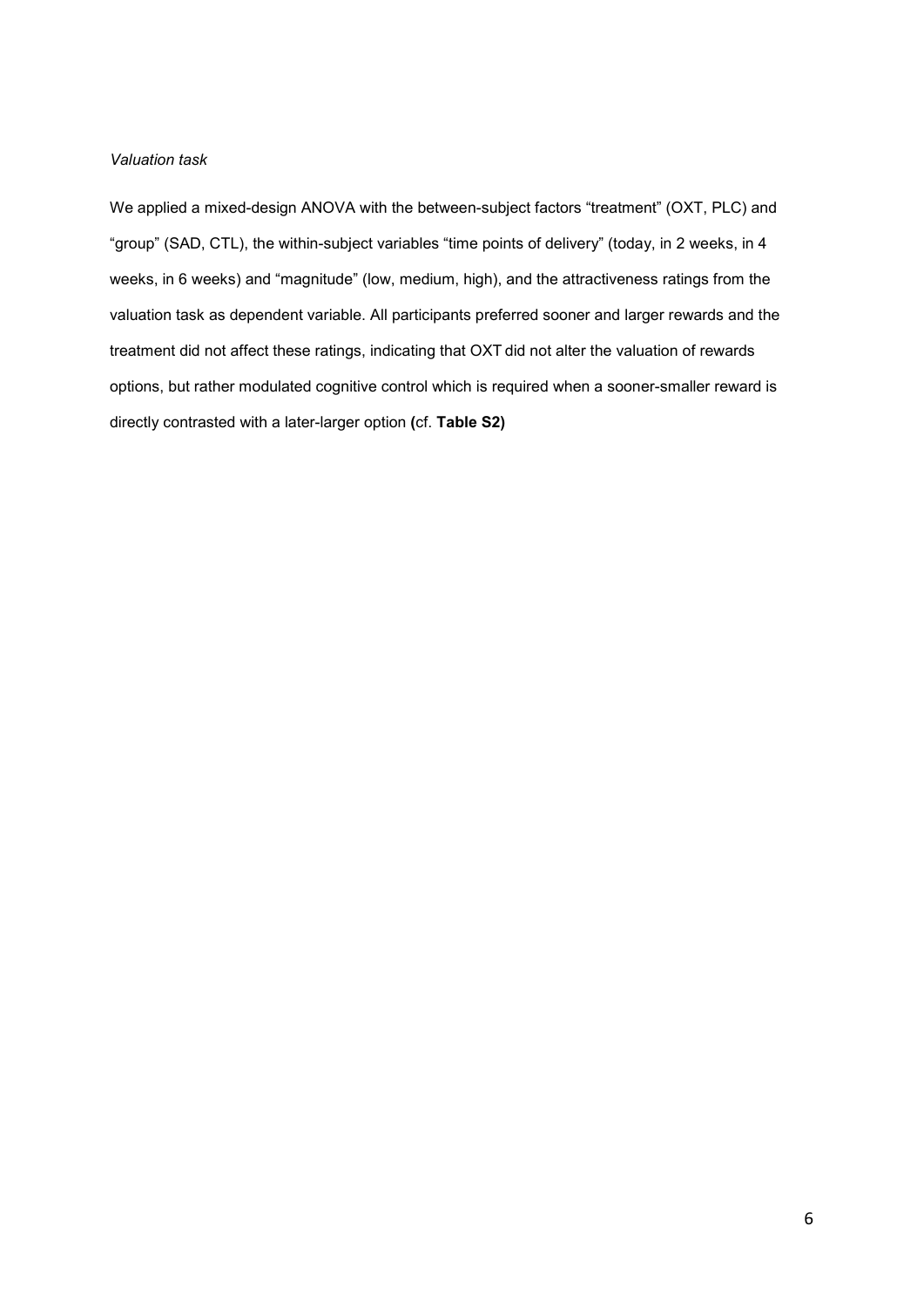*Valuation task*

We applied a mixed-design ANOVA with the between-subject factors "treatment" (OXT, PLC) and "group" (SAD, CTL), the within-subject variables "time points of delivery" (today, in 2 weeks, in 4 weeks, in 6 weeks) and "magnitude" (low, medium, high), and the attractiveness ratings from the valuation task as dependent variable. All participants preferred sooner and larger rewards and the treatment did not affect these ratings, indicating that OXT did not alter the valuation of rewards options, but rather modulated cognitive control which is required when a sooner-smaller reward is directly contrasted with a later-larger option **(**cf. **Table S2)**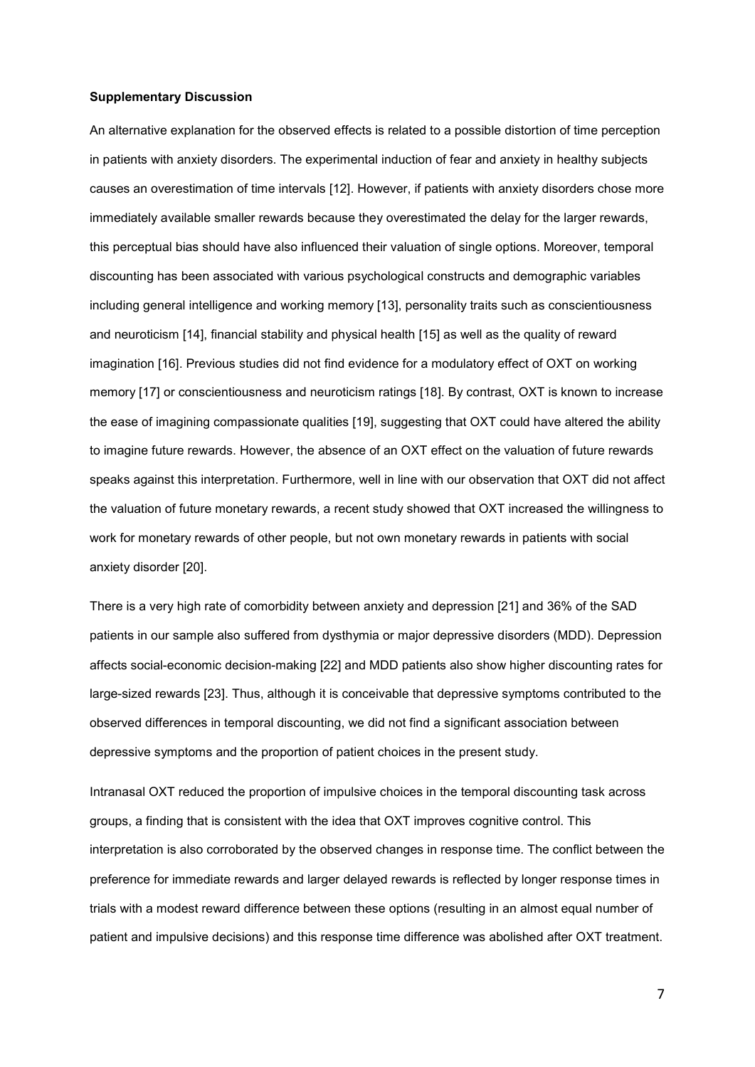**Supplementary Discussion**

An alternative explanation for the observed effects is related to a possible distortion of time perception in patients with anxiety disorders. The experimental induction of fear and anxiety in healthy subjects causes an overestimation of time intervals [12]. However, if patients with anxiety disorders chose more immediately available smaller rewards because they overestimated the delay for the larger rewards, this perceptual bias should have also influenced their valuation of single options. Moreover, temporal discounting has been associated with various psychological constructs and demographic variables including general intelligence and working memory [13], personality traits such as conscientiousness and neuroticism [14], financial stability and physical health [15] as well as the quality of reward imagination [16]. Previous studies did not find evidence for a modulatory effect of OXT on working memory [17] or conscientiousness and neuroticism ratings [18]. By contrast, OXT is known to increase the ease of imagining compassionate qualities [19], suggesting that OXT could have altered the ability to imagine future rewards. However, the absence of an OXT effect on the valuation of future rewards speaks against this interpretation. Furthermore, well in line with our observation that OXT did not affect the valuation of future monetary rewards, a recent study showed that OXT increased the willingness to work for monetary rewards of other people, but not own monetary rewards in patients with social anxiety disorder [20].

There is a very high rate of comorbidity between anxiety and depression [21] and 36% of the SAD patients in our sample also suffered from dysthymia or major depressive disorders (MDD). Depression affects social-economic decision-making [22] and MDD patients also show higher discounting rates for large-sized rewards [23]. Thus, although it is conceivable that depressive symptoms contributed to the observed differences in temporal discounting, we did not find a significant association between depressive symptoms and the proportion of patient choices in the present study.

Intranasal OXT reduced the proportion of impulsive choices in the temporal discounting task across groups, a finding that is consistent with the idea that OXT improves cognitive control. This interpretation is also corroborated by the observed changes in response time. The conflict between the preference for immediate rewards and larger delayed rewards is reflected by longer response times in trials with a modest reward difference between these options (resulting in an almost equal number of patient and impulsive decisions) and this response time difference was abolished after OXT treatment.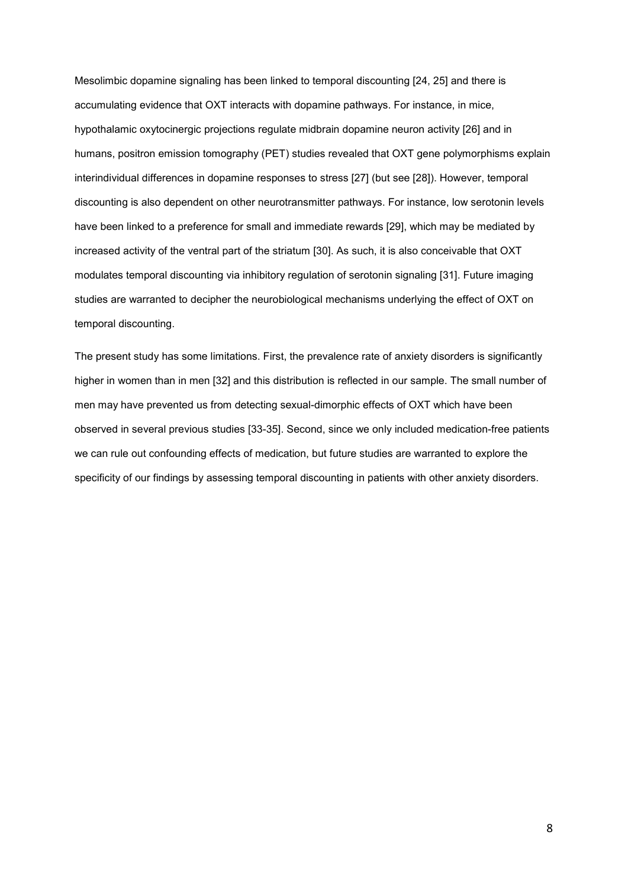Mesolimbic dopamine signaling has been linked to temporal discounting [24, 25] and there is accumulating evidence that OXT interacts with dopamine pathways. For instance, in mice, hypothalamic oxytocinergic projections regulate midbrain dopamine neuron activity [26] and in humans, positron emission tomography (PET) studies revealed that OXT gene polymorphisms explain interindividual differences in dopamine responses to stress [27] (but see [28]). However, temporal discounting is also dependent on other neurotransmitter pathways. For instance, low serotonin levels have been linked to a preference for small and immediate rewards [29], which may be mediated by increased activity of the ventral part of the striatum [30]. As such, it is also conceivable that OXT modulates temporal discounting via inhibitory regulation of serotonin signaling [31]. Future imaging studies are warranted to decipher the neurobiological mechanisms underlying the effect of OXT on temporal discounting.

The present study has some limitations. First, the prevalence rate of anxiety disorders is significantly higher in women than in men [32] and this distribution is reflected in our sample. The small number of men may have prevented us from detecting sexual-dimorphic effects of OXT which have been observed in several previous studies [33-35]. Second, since we only included medication-free patients we can rule out confounding effects of medication, but future studies are warranted to explore the specificity of our findings by assessing temporal discounting in patients with other anxiety disorders.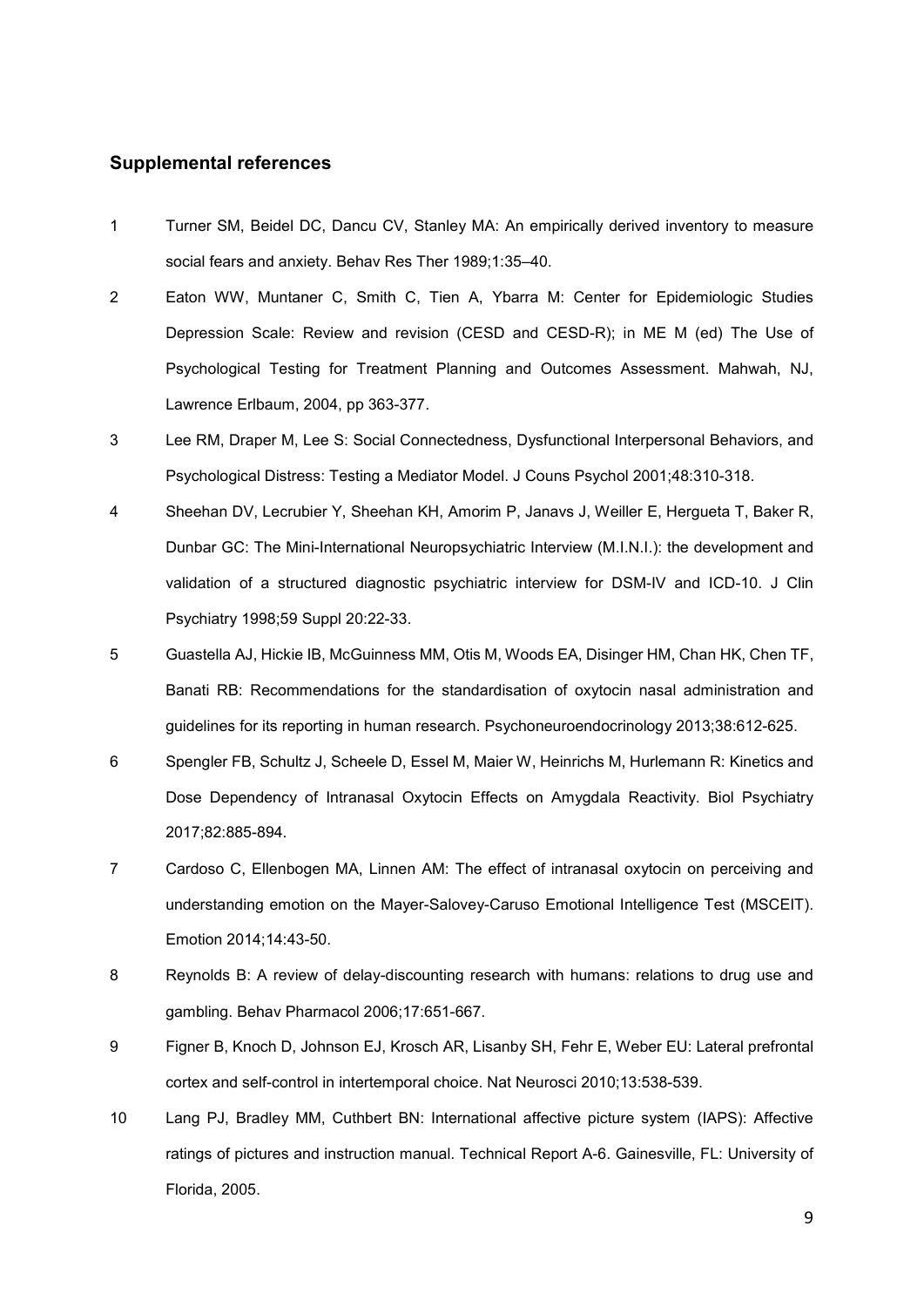## Supplemental references

1. Turner SM, Beidel DC, Dancu CV, Stanley MA: An empirically derived inventory to measure social fears and anxiety. Behav Res Ther 1989;1:35–40.
2. Eaton WW, Muntaner C, Smith C, Tien A, Ybarra M: Center for Epidemiologic Studies Depression Scale: Review and revision (CESD and CESD-R); in ME M (ed) The Use of Psychological Testing for Treatment Planning and Outcomes Assessment. Mahwah, NJ, Lawrence Erlbaum, 2004, pp 363-377.
3. Lee RM, Draper M, Lee S: Social Connectedness, Dysfunctional Interpersonal Behaviors, and Psychological Distress: Testing a Mediator Model. J Couns Psychol 2001;48:310-318.
4. Sheehan DV, Lecrubier Y, Sheehan KH, Amorim P, Janavs J, Weiller E, Hergueta T, Baker R, Dunbar GC: The Mini-International Neuropsychiatric Interview (M.I.N.I.): the development and validation of a structured diagnostic psychiatric interview for DSM-IV and ICD-10. J Clin Psychiatry 1998;59 Suppl 20:22-33.
5. Guastella AJ, Hickie IB, McGuinness MM, Otis M, Woods EA, Disinger HM, Chan HK, Chen TF, Banati RB: Recommendations for the standardisation of oxytocin nasal administration and guidelines for its reporting in human research. Psychoneuroendocrinology 2013;38:612-625.
6. Spengler FB, Schultz J, Scheele D, Essel M, Maier W, Heinrichs M, Hurlemann R: Kinetics and Dose Dependency of Intranasal Oxytocin Effects on Amygdala Reactivity. Biol Psychiatry 2017;82:885-894.
7. Cardoso C, Ellenbogen MA, Linnen AM: The effect of intranasal oxytocin on perceiving and understanding emotion on the Mayer-Salovey-Caruso Emotional Intelligence Test (MSCEIT). Emotion 2014;14:43-50.
8. Reynolds B: A review of delay-discounting research with humans: relations to drug use and gambling. Behav Pharmacol 2006;17:651-667.
9. Figner B, Knoch D, Johnson EJ, Krosch AR, Lisanby SH, Fehr E, Weber EU: Lateral prefrontal cortex and self-control in intertemporal choice. Nat Neurosci 2010;13:538-539.
10. Lang PJ, Bradley MM, Cuthbert BN: International affective picture system (IAPS): Affective ratings of pictures and instruction manual. Technical Report A-6. Gainesville, FL: University of Florida, 2005.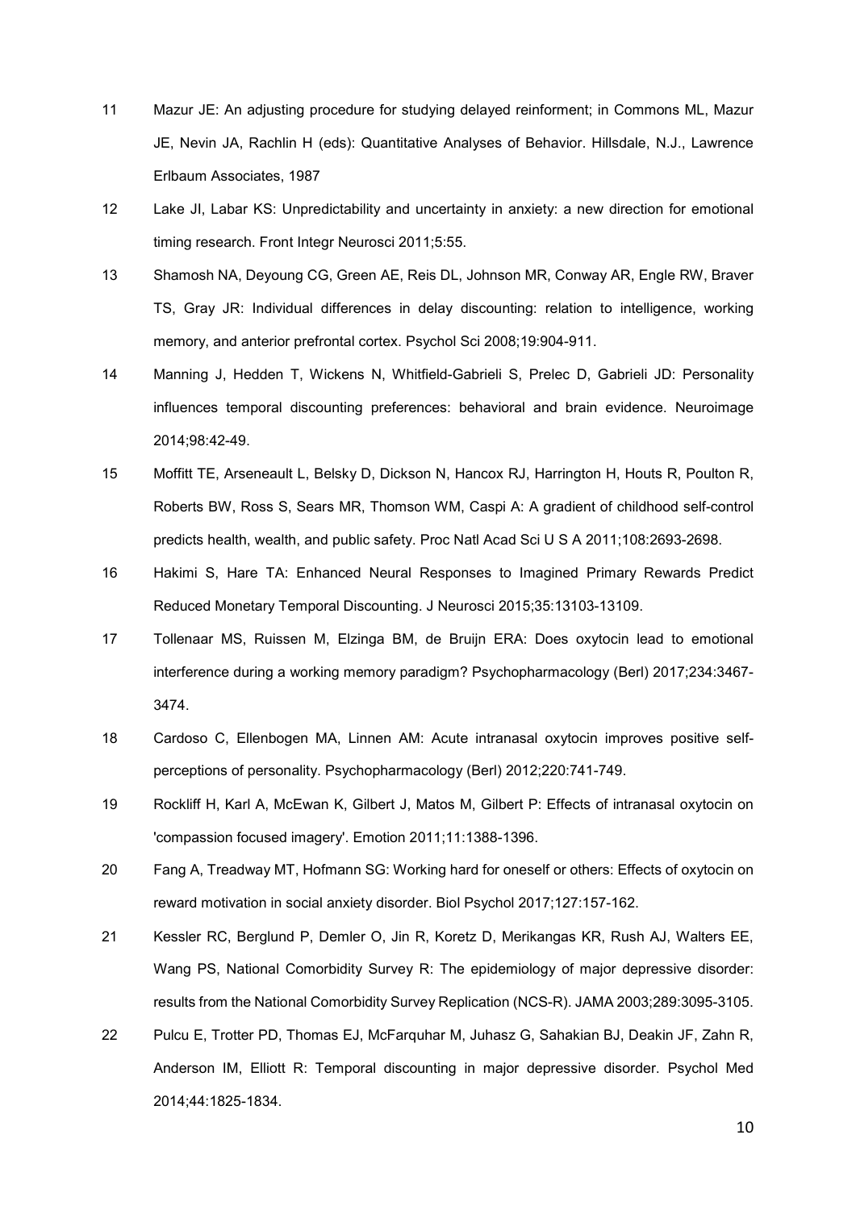11 Mazur JE: An adjusting procedure for studying delayed reinforment; in Commons ML, Mazur JE, Nevin JA, Rachlin H (eds): Quantitative Analyses of Behavior. Hillsdale, N.J., Lawrence Erlbaum Associates, 1987

12 Lake JI, Labar KS: Unpredictability and uncertainty in anxiety: a new direction for emotional timing research. Front Integr Neurosci 2011;5:55.

13 Shamosh NA, Deyoung CG, Green AE, Reis DL, Johnson MR, Conway AR, Engle RW, Braver TS, Gray JR: Individual differences in delay discounting: relation to intelligence, working memory, and anterior prefrontal cortex. Psychol Sci 2008;19:904-911.

14 Manning J, Hedden T, Wickens N, Whitfield-Gabrieli S, Prelec D, Gabrieli JD: Personality influences temporal discounting preferences: behavioral and brain evidence. Neuroimage 2014;98:42-49.

15 Moffitt TE, Arseneault L, Belsky D, Dickson N, Hancox RJ, Harrington H, Houts R, Poulton R, Roberts BW, Ross S, Sears MR, Thomson WM, Caspi A: A gradient of childhood self-control predicts health, wealth, and public safety. Proc Natl Acad Sci U S A 2011;108:2693-2698.

16 Hakimi S, Hare TA: Enhanced Neural Responses to Imagined Primary Rewards Predict Reduced Monetary Temporal Discounting. J Neurosci 2015;35:13103-13109.

17 Tollenaar MS, Ruissen M, Elzinga BM, de Bruijn ERA: Does oxytocin lead to emotional interference during a working memory paradigm? Psychopharmacology (Berl) 2017;234:3467-3474.

18 Cardoso C, Ellenbogen MA, Linnen AM: Acute intranasal oxytocin improves positive self-perceptions of personality. Psychopharmacology (Berl) 2012;220:741-749.

19 Rockliff H, Karl A, McEwan K, Gilbert J, Matos M, Gilbert P: Effects of intranasal oxytocin on 'compassion focused imagery'. Emotion 2011;11:1388-1396.

20 Fang A, Treadway MT, Hofmann SG: Working hard for oneself or others: Effects of oxytocin on reward motivation in social anxiety disorder. Biol Psychol 2017;127:157-162.

21 Kessler RC, Berglund P, Demler O, Jin R, Koretz D, Merikangas KR, Rush AJ, Walters EE, Wang PS, National Comorbidity Survey R: The epidemiology of major depressive disorder: results from the National Comorbidity Survey Replication (NCS-R). JAMA 2003;289:3095-3105.

22 Pulcu E, Trotter PD, Thomas EJ, McFarquhar M, Juhasz G, Sahakian BJ, Deakin JF, Zahn R, Anderson IM, Elliott R: Temporal discounting in major depressive disorder. Psychol Med 2014;44:1825-1834.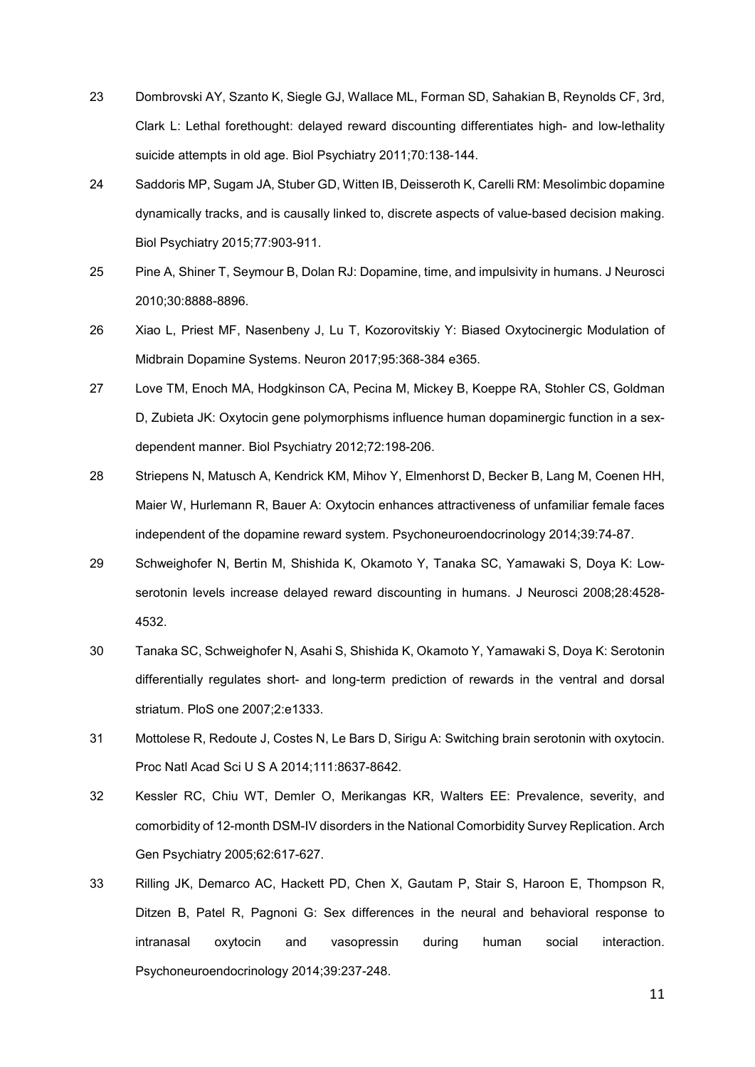23 Dombrovski AY, Szanto K, Siegle GJ, Wallace ML, Forman SD, Sahakian B, Reynolds CF, 3rd, Clark L: Lethal forethought: delayed reward discounting differentiates high- and low-lethality suicide attempts in old age. Biol Psychiatry 2011;70:138-144.

24 Saddoris MP, Sugam JA, Stuber GD, Witten IB, Deisseroth K, Carelli RM: Mesolimbic dopamine dynamically tracks, and is causally linked to, discrete aspects of value-based decision making. Biol Psychiatry 2015;77:903-911.

25 Pine A, Shiner T, Seymour B, Dolan RJ: Dopamine, time, and impulsivity in humans. J Neurosci 2010;30:8888-8896.

26 Xiao L, Priest MF, Nasenbeny J, Lu T, Kozorovitskiy Y: Biased Oxytocinergic Modulation of Midbrain Dopamine Systems. Neuron 2017;95:368-384 e365.

27 Love TM, Enoch MA, Hodgkinson CA, Pecina M, Mickey B, Koeppe RA, Stohler CS, Goldman D, Zubieta JK: Oxytocin gene polymorphisms influence human dopaminergic function in a sex-dependent manner. Biol Psychiatry 2012;72:198-206.

28 Striepens N, Matusch A, Kendrick KM, Mihov Y, Elmenhorst D, Becker B, Lang M, Coenen HH, Maier W, Hurlemann R, Bauer A: Oxytocin enhances attractiveness of unfamiliar female faces independent of the dopamine reward system. Psychoneuroendocrinology 2014;39:74-87.

29 Schweighofer N, Bertin M, Shishida K, Okamoto Y, Tanaka SC, Yamawaki S, Doya K: Low-serotonin levels increase delayed reward discounting in humans. J Neurosci 2008;28:4528-4532.

30 Tanaka SC, Schweighofer N, Asahi S, Shishida K, Okamoto Y, Yamawaki S, Doya K: Serotonin differentially regulates short- and long-term prediction of rewards in the ventral and dorsal striatum. PloS one 2007;2:e1333.

31 Mottolese R, Redoute J, Costes N, Le Bars D, Sirigu A: Switching brain serotonin with oxytocin. Proc Natl Acad Sci U S A 2014;111:8637-8642.

32 Kessler RC, Chiu WT, Demler O, Merikangas KR, Walters EE: Prevalence, severity, and comorbidity of 12-month DSM-IV disorders in the National Comorbidity Survey Replication. Arch Gen Psychiatry 2005;62:617-627.

33 Rilling JK, Demarco AC, Hackett PD, Chen X, Gautam P, Stair S, Haroon E, Thompson R, Ditzen B, Patel R, Pagnoni G: Sex differences in the neural and behavioral response to intranasal oxytocin and vasopressin during human social interaction. Psychoneuroendocrinology 2014;39:237-248.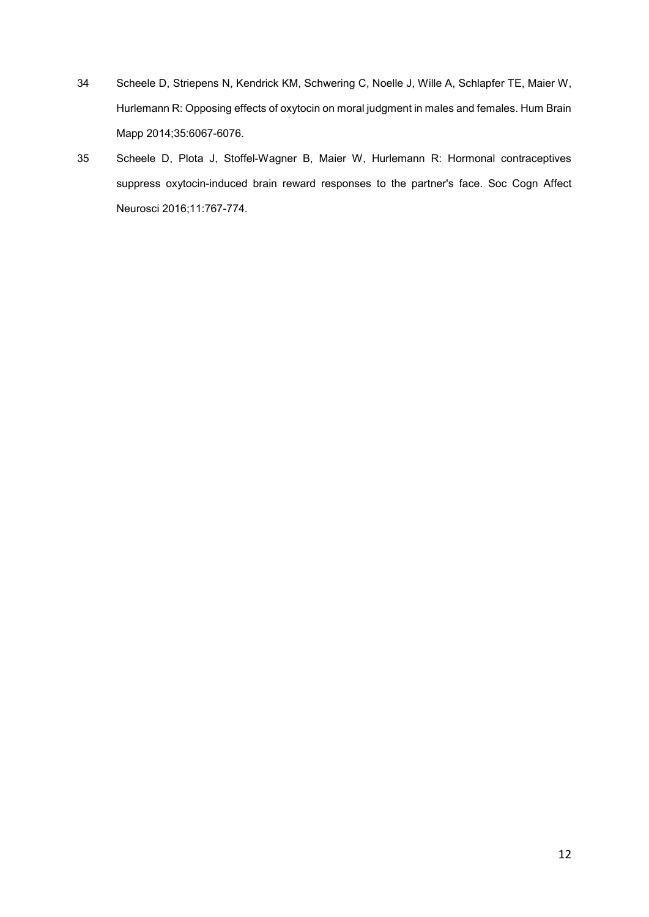34 Scheele D, Striepens N, Kendrick KM, Schwering C, Noelle J, Wille A, Schlapfer TE, Maier W, Hurlemann R: Opposing effects of oxytocin on moral judgment in males and females. Hum Brain Mapp 2014;35:6067-6076.

35 Scheele D, Plota J, Stoffel-Wagner B, Maier W, Hurlemann R: Hormonal contraceptives suppress oxytocin-induced brain reward responses to the partner's face. Soc Cogn Affect Neurosci 2016;11:767-774.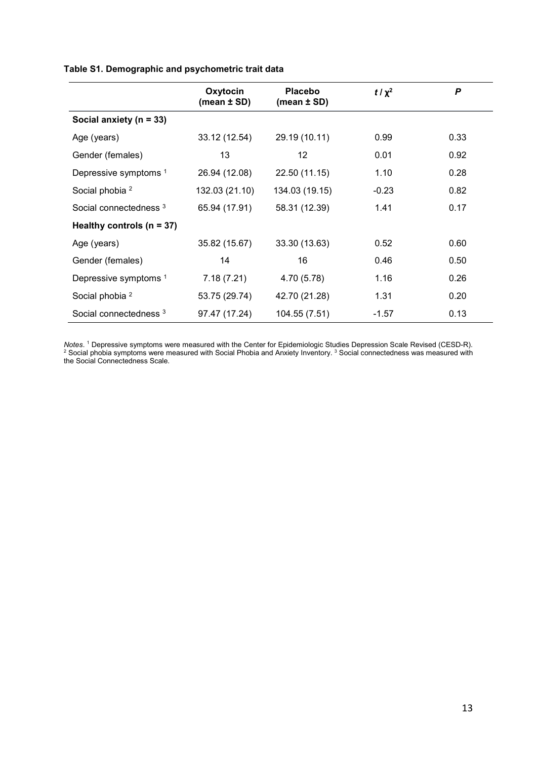**Table S1. Demographic and psychometric trait data**

| | Oxytocin (mean ± SD) | Placebo (mean ± SD) | $t$ / $\chi^2$ | *P* |
|---|---|---|---|---|
| **Social anxiety (n = 33)** | | | | |
| Age (years) | 33.12 (12.54) | 29.19 (10.11) | 0.99 | 0.33 |
| Gender (females) | 13 | 12 | 0.01 | 0.92 |
| Depressive symptoms [1] | 26.94 (12.08) | 22.50 (11.15) | 1.10 | 0.28 |
| Social phobia [2] | 132.03 (21.10) | 134.03 (19.15) | -0.23 | 0.82 |
| Social connectedness [3] | 65.94 (17.91) | 58.31 (12.39) | 1.41 | 0.17 |
| **Healthy controls (n = 37)** | | | | |
| Age (years) | 35.82 (15.67) | 33.30 (13.63) | 0.52 | 0.60 |
| Gender (females) | 14 | 16 | 0.46 | 0.50 |
| Depressive symptoms [1] | 7.18 (7.21) | 4.70 (5.78) | 1.16 | 0.26 |
| Social phobia [2] | 53.75 (29.74) | 42.70 (21.28) | 1.31 | 0.20 |
| Social connectedness [3] | 97.47 (17.24) | 104.55 (7.51) | -1.57 | 0.13 |

*Notes*. [1] Depressive symptoms were measured with the Center for Epidemiologic Studies Depression Scale Revised (CESD-R). [2] Social phobia symptoms were measured with Social Phobia and Anxiety Inventory. [3] Social connectedness was measured with the Social Connectedness Scale.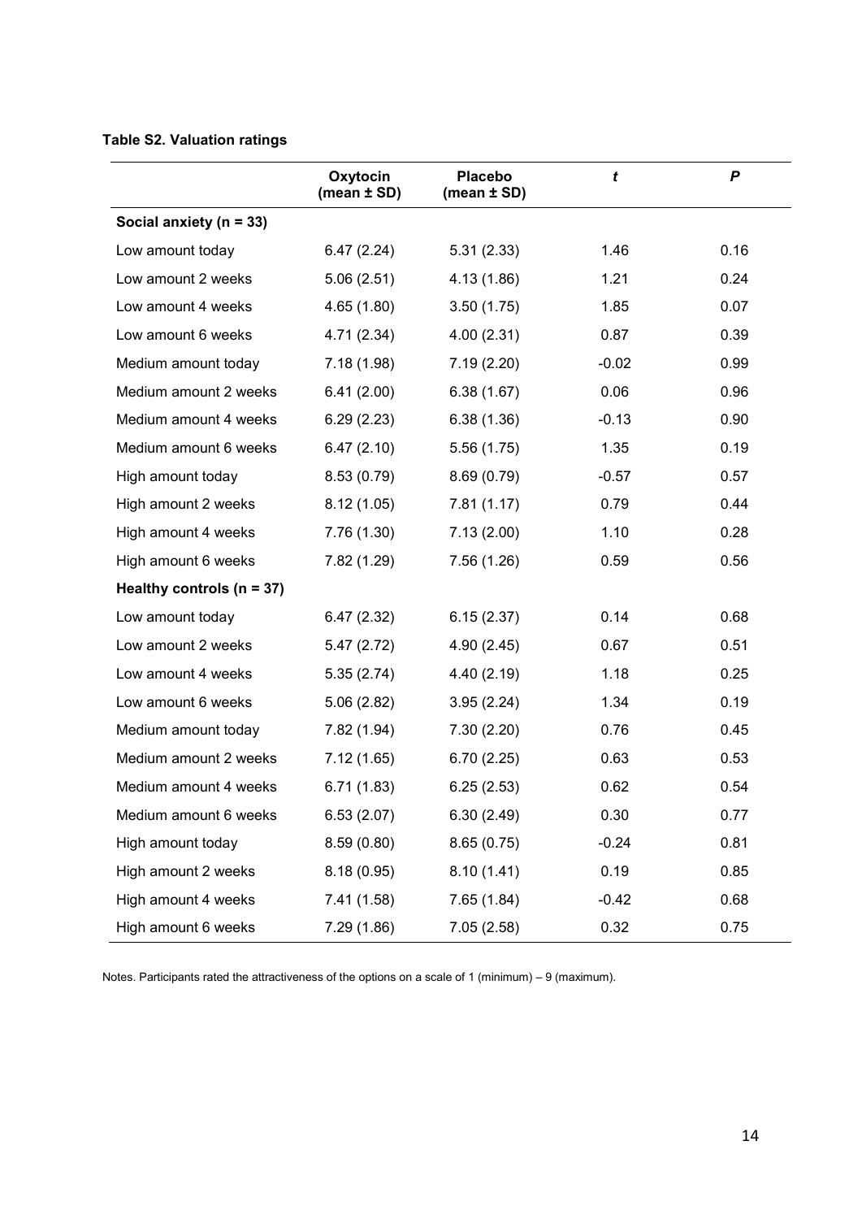**Table S2. Valuation ratings**

| | Oxytocin (mean ± SD) | Placebo (mean ± SD) | *t* | *P* |
|---|---|---|---|---|
| **Social anxiety (n = 33)** | | | | |
| Low amount today | 6.47 (2.24) | 5.31 (2.33) | 1.46 | 0.16 |
| Low amount 2 weeks | 5.06 (2.51) | 4.13 (1.86) | 1.21 | 0.24 |
| Low amount 4 weeks | 4.65 (1.80) | 3.50 (1.75) | 1.85 | 0.07 |
| Low amount 6 weeks | 4.71 (2.34) | 4.00 (2.31) | 0.87 | 0.39 |
| Medium amount today | 7.18 (1.98) | 7.19 (2.20) | -0.02 | 0.99 |
| Medium amount 2 weeks | 6.41 (2.00) | 6.38 (1.67) | 0.06 | 0.96 |
| Medium amount 4 weeks | 6.29 (2.23) | 6.38 (1.36) | -0.13 | 0.90 |
| Medium amount 6 weeks | 6.47 (2.10) | 5.56 (1.75) | 1.35 | 0.19 |
| High amount today | 8.53 (0.79) | 8.69 (0.79) | -0.57 | 0.57 |
| High amount 2 weeks | 8.12 (1.05) | 7.81 (1.17) | 0.79 | 0.44 |
| High amount 4 weeks | 7.76 (1.30) | 7.13 (2.00) | 1.10 | 0.28 |
| High amount 6 weeks | 7.82 (1.29) | 7.56 (1.26) | 0.59 | 0.56 |
| **Healthy controls (n = 37)** | | | | |
| Low amount today | 6.47 (2.32) | 6.15 (2.37) | 0.14 | 0.68 |
| Low amount 2 weeks | 5.47 (2.72) | 4.90 (2.45) | 0.67 | 0.51 |
| Low amount 4 weeks | 5.35 (2.74) | 4.40 (2.19) | 1.18 | 0.25 |
| Low amount 6 weeks | 5.06 (2.82) | 3.95 (2.24) | 1.34 | 0.19 |
| Medium amount today | 7.82 (1.94) | 7.30 (2.20) | 0.76 | 0.45 |
| Medium amount 2 weeks | 7.12 (1.65) | 6.70 (2.25) | 0.63 | 0.53 |
| Medium amount 4 weeks | 6.71 (1.83) | 6.25 (2.53) | 0.62 | 0.54 |
| Medium amount 6 weeks | 6.53 (2.07) | 6.30 (2.49) | 0.30 | 0.77 |
| High amount today | 8.59 (0.80) | 8.65 (0.75) | -0.24 | 0.81 |
| High amount 2 weeks | 8.18 (0.95) | 8.10 (1.41) | 0.19 | 0.85 |
| High amount 4 weeks | 7.41 (1.58) | 7.65 (1.84) | -0.42 | 0.68 |
| High amount 6 weeks | 7.29 (1.86) | 7.05 (2.58) | 0.32 | 0.75 |

Notes. Participants rated the attractiveness of the options on a scale of 1 (minimum) – 9 (maximum).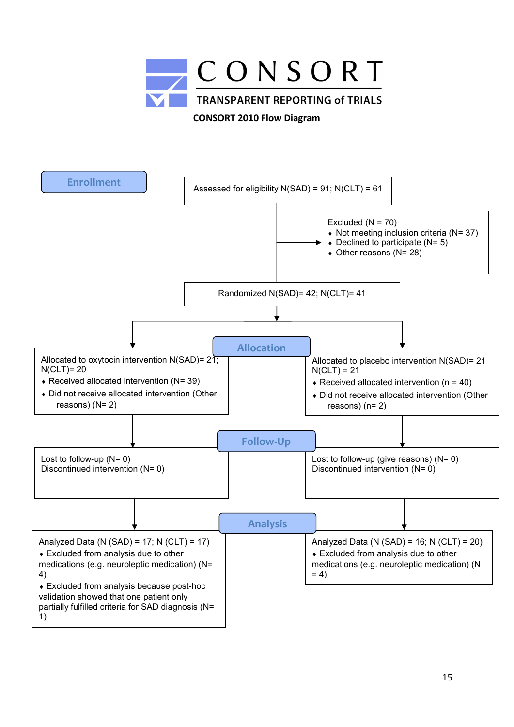# CONSORT

TRANSPARENT REPORTING of TRIALS

**CONSORT 2010 Flow Diagram**

## Enrollment

Assessed for eligibility N(SAD) = 91; N(CLT) = 61

Excluded (N = 70)
- Not meeting inclusion criteria (N= 37)
- Declined to participate (N= 5)
- Other reasons (N= 28)

Randomized N(SAD)= 42; N(CLT)= 41

## Allocation

Allocated to oxytocin intervention N(SAD)= 21; N(CLT)= 20
- Received allocated intervention (N= 39)
- Did not receive allocated intervention (Other reasons) (N= 2)

Allocated to placebo intervention N(SAD)= 21 N(CLT) = 21
- Received allocated intervention (n = 40)
- Did not receive allocated intervention (Other reasons) (n= 2)

## Follow-Up

Lost to follow-up (N= 0)
Discontinued intervention (N= 0)

Lost to follow-up (give reasons) (N= 0)
Discontinued intervention (N= 0)

## Analysis

Analyzed Data (N (SAD) = 17; N (CLT) = 17)
- Excluded from analysis due to other medications (e.g. neuroleptic medication) (N= 4)
- Excluded from analysis because post-hoc validation showed that one patient only partially fulfilled criteria for SAD diagnosis (N= 1)

Analyzed Data (N (SAD) = 16; N (CLT) = 20)
- Excluded from analysis due to other medications (e.g. neuroleptic medication) (N = 4)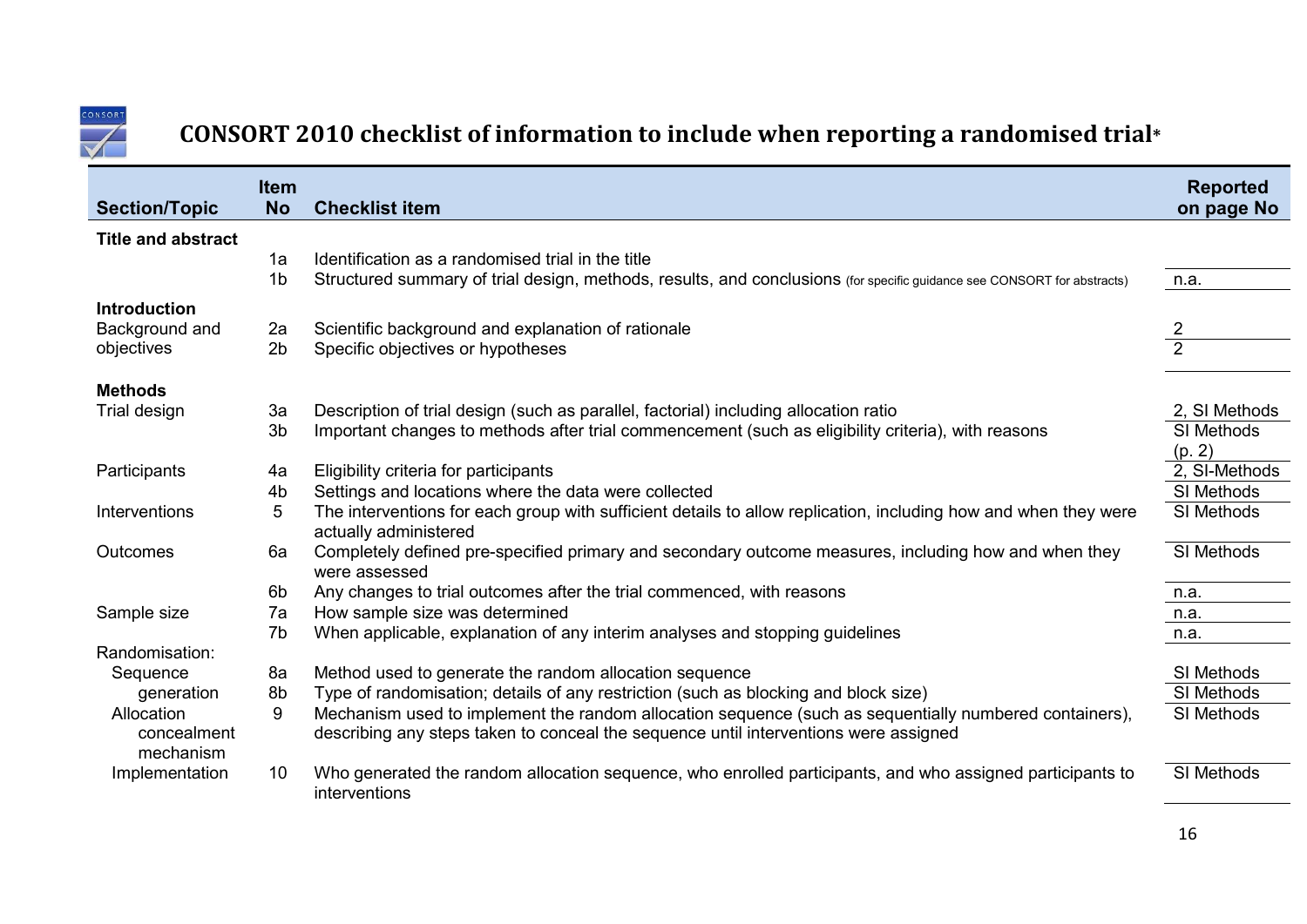# CONSORT 2010 checklist of information to include when reporting a randomised trial*

| Section/Topic | Item No | Checklist item | Reported on page No |
|---|---|---|---|
| **Title and abstract** | | | |
| | 1a | Identification as a randomised trial in the title | |
| | 1b | Structured summary of trial design, methods, results, and conclusions (for specific guidance see CONSORT for abstracts) | n.a. |
| **Introduction** | | | |
| Background and objectives | 2a | Scientific background and explanation of rationale | 2 |
| | 2b | Specific objectives or hypotheses | 2 |
| **Methods** | | | |
| Trial design | 3a | Description of trial design (such as parallel, factorial) including allocation ratio | 2, SI Methods |
| | 3b | Important changes to methods after trial commencement (such as eligibility criteria), with reasons | SI Methods (p. 2) |
| Participants | 4a | Eligibility criteria for participants | 2, SI-Methods |
| | 4b | Settings and locations where the data were collected | SI Methods |
| Interventions | 5 | The interventions for each group with sufficient details to allow replication, including how and when they were actually administered | SI Methods |
| Outcomes | 6a | Completely defined pre-specified primary and secondary outcome measures, including how and when they were assessed | SI Methods |
| | 6b | Any changes to trial outcomes after the trial commenced, with reasons | n.a. |
| Sample size | 7a | How sample size was determined | n.a. |
| | 7b | When applicable, explanation of any interim analyses and stopping guidelines | n.a. |
| Randomisation: | | | |
| Sequence generation | 8a | Method used to generate the random allocation sequence | SI Methods |
| | 8b | Type of randomisation; details of any restriction (such as blocking and block size) | SI Methods |
| Allocation concealment mechanism | 9 | Mechanism used to implement the random allocation sequence (such as sequentially numbered containers), describing any steps taken to conceal the sequence until interventions were assigned | SI Methods |
| Implementation | 10 | Who generated the random allocation sequence, who enrolled participants, and who assigned participants to interventions | SI Methods |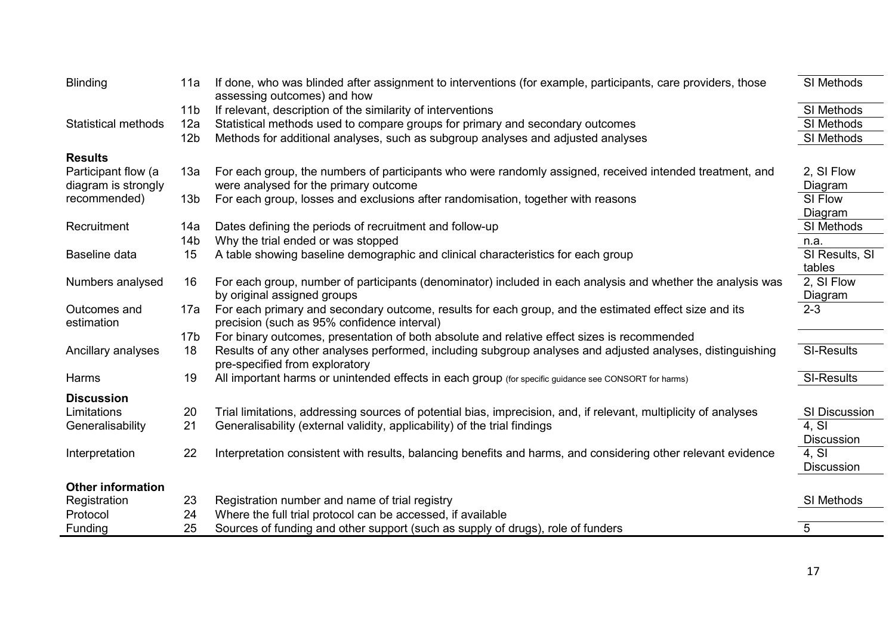| | | | |
|---|---|---|---|
| Blinding | 11a | If done, who was blinded after assignment to interventions (for example, participants, care providers, those assessing outcomes) and how | SI Methods |
| | 11b | If relevant, description of the similarity of interventions | SI Methods |
| Statistical methods | 12a | Statistical methods used to compare groups for primary and secondary outcomes | SI Methods |
| | 12b | Methods for additional analyses, such as subgroup analyses and adjusted analyses | SI Methods |
| **Results** | | | |
| Participant flow (a diagram is strongly recommended) | 13a | For each group, the numbers of participants who were randomly assigned, received intended treatment, and were analysed for the primary outcome | 2, SI Flow Diagram |
| | 13b | For each group, losses and exclusions after randomisation, together with reasons | SI Flow Diagram |
| Recruitment | 14a | Dates defining the periods of recruitment and follow-up | SI Methods |
| | 14b | Why the trial ended or was stopped | n.a. |
| Baseline data | 15 | A table showing baseline demographic and clinical characteristics for each group | SI Results, SI tables |
| Numbers analysed | 16 | For each group, number of participants (denominator) included in each analysis and whether the analysis was by original assigned groups | 2, SI Flow Diagram |
| Outcomes and estimation | 17a | For each primary and secondary outcome, results for each group, and the estimated effect size and its precision (such as 95% confidence interval) | 2-3 |
| | 17b | For binary outcomes, presentation of both absolute and relative effect sizes is recommended | |
| Ancillary analyses | 18 | Results of any other analyses performed, including subgroup analyses and adjusted analyses, distinguishing pre-specified from exploratory | SI-Results |
| Harms | 19 | All important harms or unintended effects in each group (for specific guidance see CONSORT for harms) | SI-Results |
| **Discussion** | | | |
| Limitations | 20 | Trial limitations, addressing sources of potential bias, imprecision, and, if relevant, multiplicity of analyses | SI Discussion |
| Generalisability | 21 | Generalisability (external validity, applicability) of the trial findings | 4, SI Discussion |
| Interpretation | 22 | Interpretation consistent with results, balancing benefits and harms, and considering other relevant evidence | 4, SI Discussion |
| **Other information** | | | |
| Registration | 23 | Registration number and name of trial registry | SI Methods |
| Protocol | 24 | Where the full trial protocol can be accessed, if available | |
| Funding | 25 | Sources of funding and other support (such as supply of drugs), role of funders | 5 |